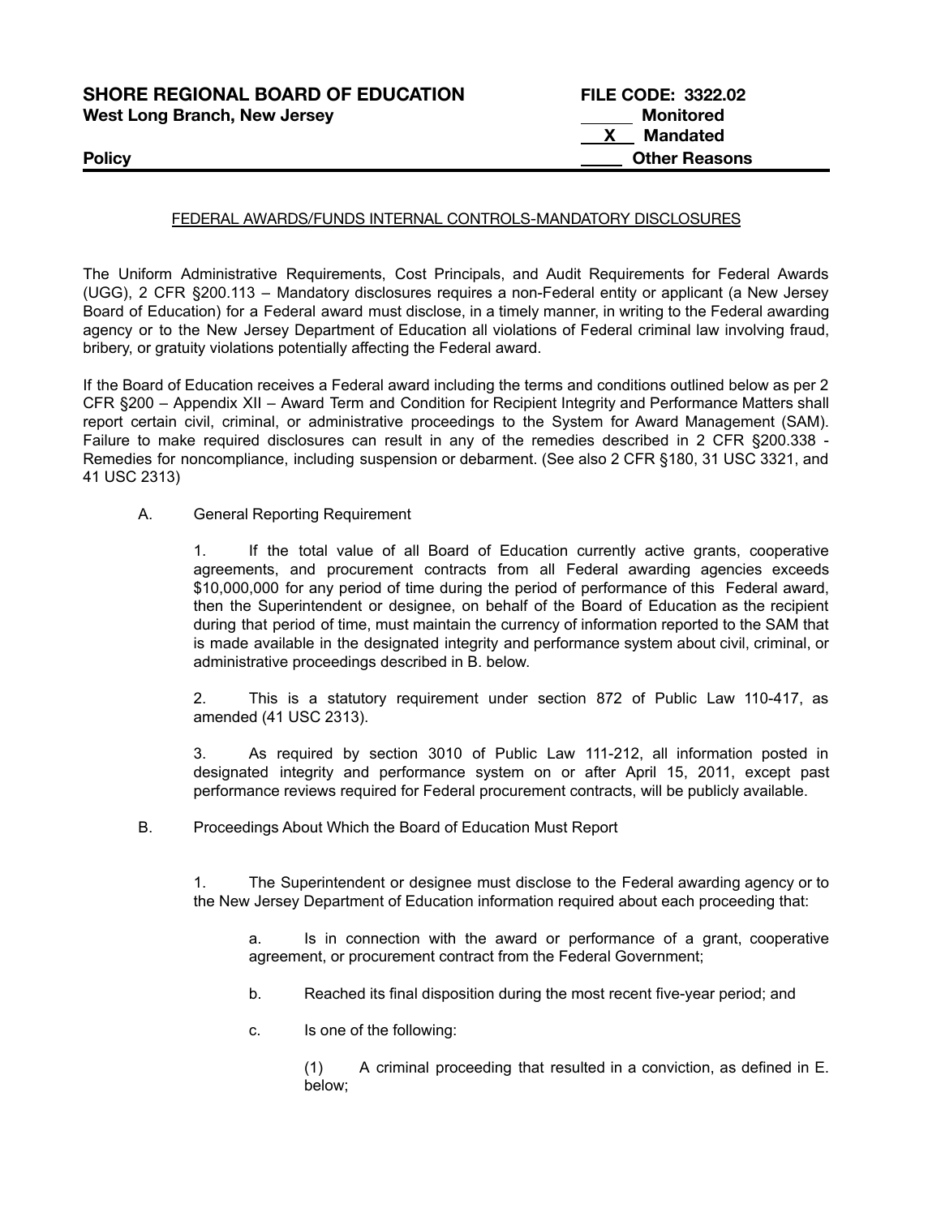**SHORE REGIONAL BOARD OF EDUCATION** **FILE CODE: 3322.02**
**West Long Branch, New Jersey**
\_\_\_\_\_ **Monitored**
\_\_X\_\_ **Mandated**
**Policy** \_\_\_\_\_ **Other Reasons**

FEDERAL AWARDS/FUNDS INTERNAL CONTROLS-MANDATORY DISCLOSURES

The Uniform Administrative Requirements, Cost Principals, and Audit Requirements for Federal Awards (UGG), 2 CFR §200.113 – Mandatory disclosures requires a non-Federal entity or applicant (a New Jersey Board of Education) for a Federal award must disclose, in a timely manner, in writing to the Federal awarding agency or to the New Jersey Department of Education all violations of Federal criminal law involving fraud, bribery, or gratuity violations potentially affecting the Federal award.

If the Board of Education receives a Federal award including the terms and conditions outlined below as per 2 CFR §200 – Appendix XII – Award Term and Condition for Recipient Integrity and Performance Matters shall report certain civil, criminal, or administrative proceedings to the System for Award Management (SAM). Failure to make required disclosures can result in any of the remedies described in 2 CFR §200.338 - Remedies for noncompliance, including suspension or debarment. (See also 2 CFR §180, 31 USC 3321, and 41 USC 2313)

A. General Reporting Requirement

1. If the total value of all Board of Education currently active grants, cooperative agreements, and procurement contracts from all Federal awarding agencies exceeds $10,000,000 for any period of time during the period of performance of this Federal award, then the Superintendent or designee, on behalf of the Board of Education as the recipient during that period of time, must maintain the currency of information reported to the SAM that is made available in the designated integrity and performance system about civil, criminal, or administrative proceedings described in B. below.

2. This is a statutory requirement under section 872 of Public Law 110-417, as amended (41 USC 2313).

3. As required by section 3010 of Public Law 111-212, all information posted in designated integrity and performance system on or after April 15, 2011, except past performance reviews required for Federal procurement contracts, will be publicly available.

B. Proceedings About Which the Board of Education Must Report

1. The Superintendent or designee must disclose to the Federal awarding agency or to the New Jersey Department of Education information required about each proceeding that:

a. Is in connection with the award or performance of a grant, cooperative agreement, or procurement contract from the Federal Government;

b. Reached its final disposition during the most recent five-year period; and

c. Is one of the following:

(1) A criminal proceeding that resulted in a conviction, as defined in E. below;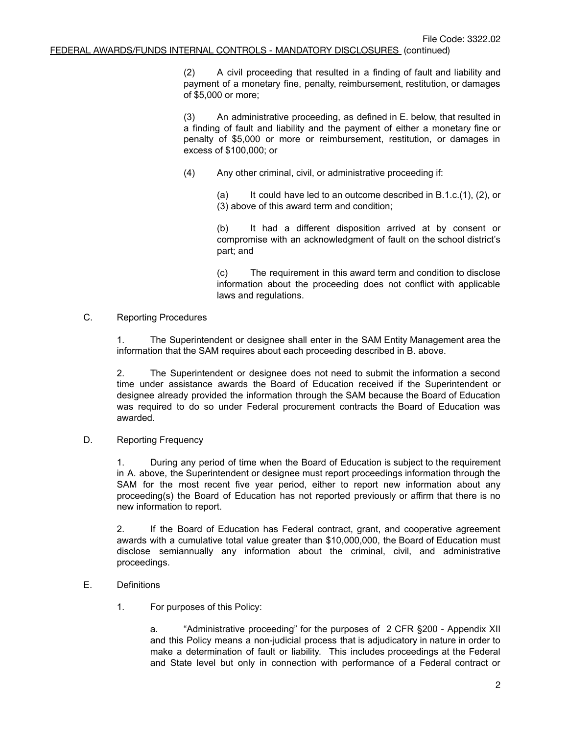(2) A civil proceeding that resulted in a finding of fault and liability and payment of a monetary fine, penalty, reimbursement, restitution, or damages of $5,000 or more;

(3) An administrative proceeding, as defined in E. below, that resulted in a finding of fault and liability and the payment of either a monetary fine or penalty of $5,000 or more or reimbursement, restitution, or damages in excess of $100,000; or

(4) Any other criminal, civil, or administrative proceeding if:

(a) It could have led to an outcome described in B.1.c.(1), (2), or (3) above of this award term and condition;

(b) It had a different disposition arrived at by consent or compromise with an acknowledgment of fault on the school district's part; and

(c) The requirement in this award term and condition to disclose information about the proceeding does not conflict with applicable laws and regulations.

C. Reporting Procedures

1. The Superintendent or designee shall enter in the SAM Entity Management area the information that the SAM requires about each proceeding described in B. above.

2. The Superintendent or designee does not need to submit the information a second time under assistance awards the Board of Education received if the Superintendent or designee already provided the information through the SAM because the Board of Education was required to do so under Federal procurement contracts the Board of Education was awarded.

D. Reporting Frequency

1. During any period of time when the Board of Education is subject to the requirement in A. above, the Superintendent or designee must report proceedings information through the SAM for the most recent five year period, either to report new information about any proceeding(s) the Board of Education has not reported previously or affirm that there is no new information to report.

2. If the Board of Education has Federal contract, grant, and cooperative agreement awards with a cumulative total value greater than $10,000,000, the Board of Education must disclose semiannually any information about the criminal, civil, and administrative proceedings.

E. Definitions

1. For purposes of this Policy:

a. "Administrative proceeding" for the purposes of 2 CFR §200 - Appendix XII and this Policy means a non-judicial process that is adjudicatory in nature in order to make a determination of fault or liability. This includes proceedings at the Federal and State level but only in connection with performance of a Federal contract or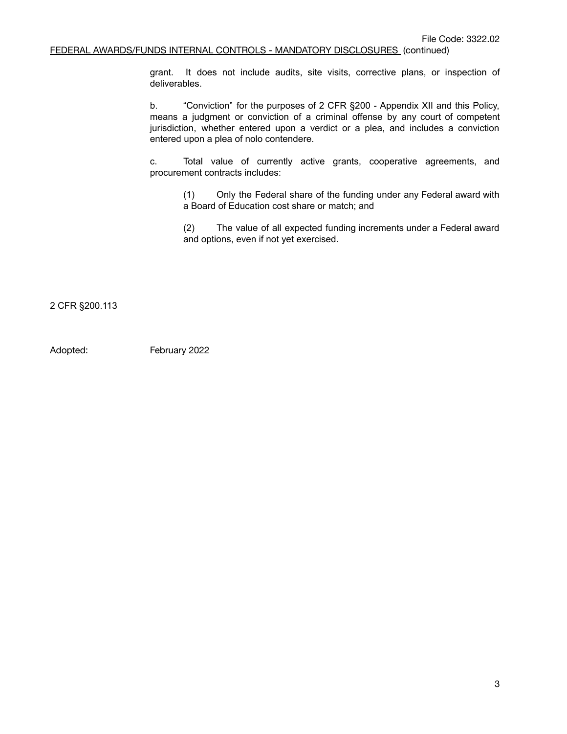grant. It does not include audits, site visits, corrective plans, or inspection of deliverables.

b. "Conviction" for the purposes of 2 CFR §200 - Appendix XII and this Policy, means a judgment or conviction of a criminal offense by any court of competent jurisdiction, whether entered upon a verdict or a plea, and includes a conviction entered upon a plea of nolo contendere.

c. Total value of currently active grants, cooperative agreements, and procurement contracts includes:

(1) Only the Federal share of the funding under any Federal award with a Board of Education cost share or match; and

(2) The value of all expected funding increments under a Federal award and options, even if not yet exercised.

2 CFR §200.113

Adopted: February 2022